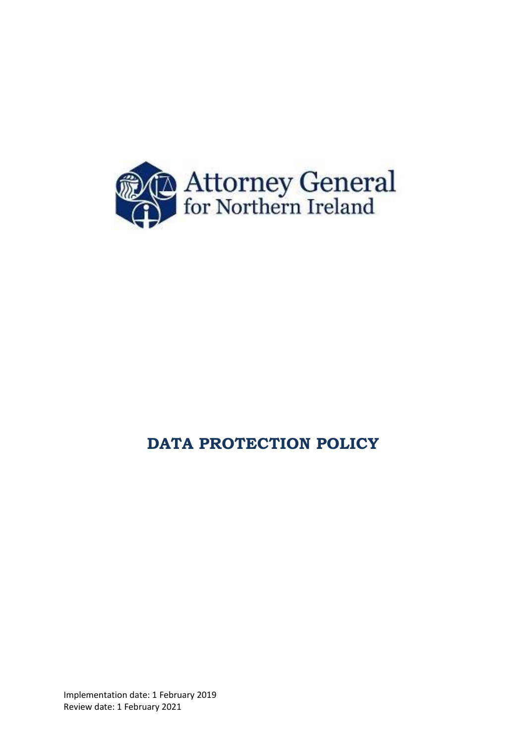Attorney General for Northern Ireland

# DATA PROTECTION POLICY

Implementation date: 1 February 2019
Review date: 1 February 2021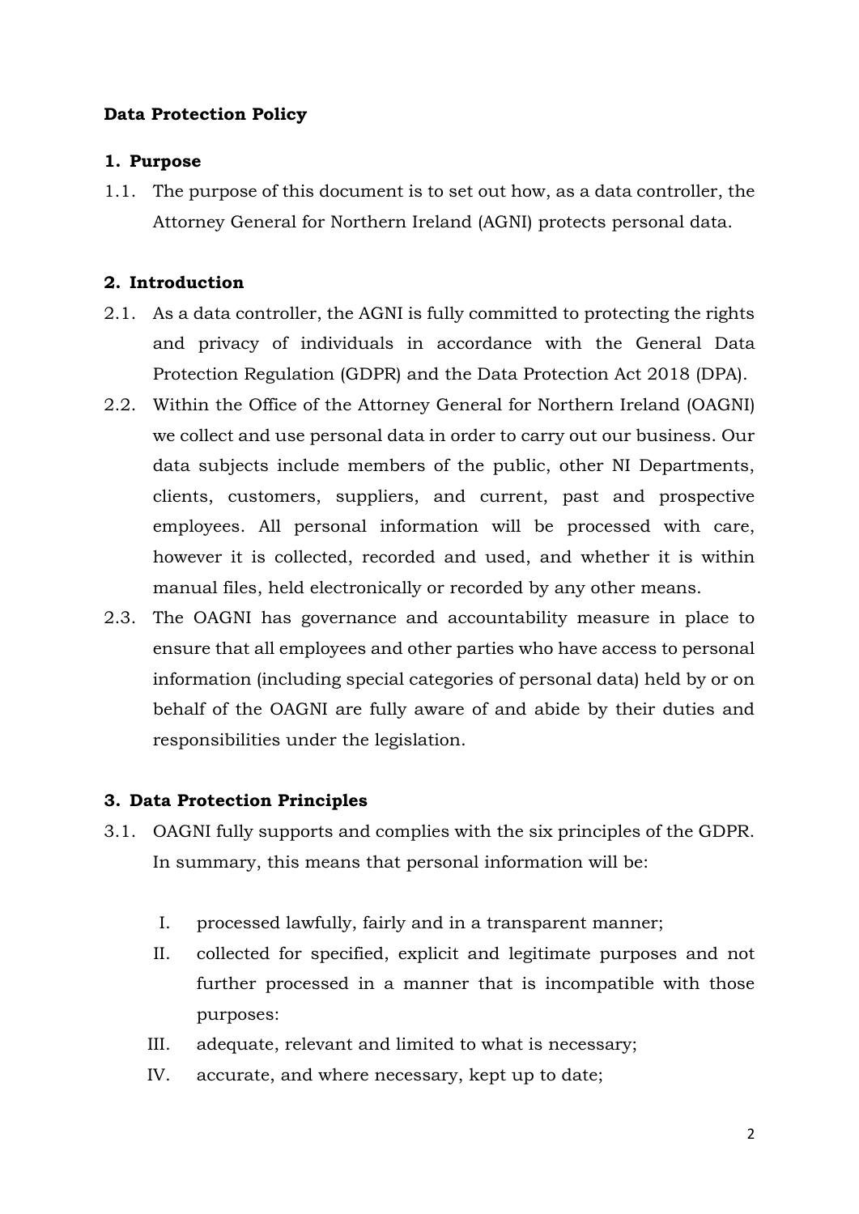**Data Protection Policy**

## 1. Purpose

1.1. The purpose of this document is to set out how, as a data controller, the Attorney General for Northern Ireland (AGNI) protects personal data.

## 2. Introduction

2.1. As a data controller, the AGNI is fully committed to protecting the rights and privacy of individuals in accordance with the General Data Protection Regulation (GDPR) and the Data Protection Act 2018 (DPA).

2.2. Within the Office of the Attorney General for Northern Ireland (OAGNI) we collect and use personal data in order to carry out our business. Our data subjects include members of the public, other NI Departments, clients, customers, suppliers, and current, past and prospective employees. All personal information will be processed with care, however it is collected, recorded and used, and whether it is within manual files, held electronically or recorded by any other means.

2.3. The OAGNI has governance and accountability measure in place to ensure that all employees and other parties who have access to personal information (including special categories of personal data) held by or on behalf of the OAGNI are fully aware of and abide by their duties and responsibilities under the legislation.

## 3. Data Protection Principles

3.1. OAGNI fully supports and complies with the six principles of the GDPR. In summary, this means that personal information will be:

I. processed lawfully, fairly and in a transparent manner;

II. collected for specified, explicit and legitimate purposes and not further processed in a manner that is incompatible with those purposes:

III. adequate, relevant and limited to what is necessary;

IV. accurate, and where necessary, kept up to date;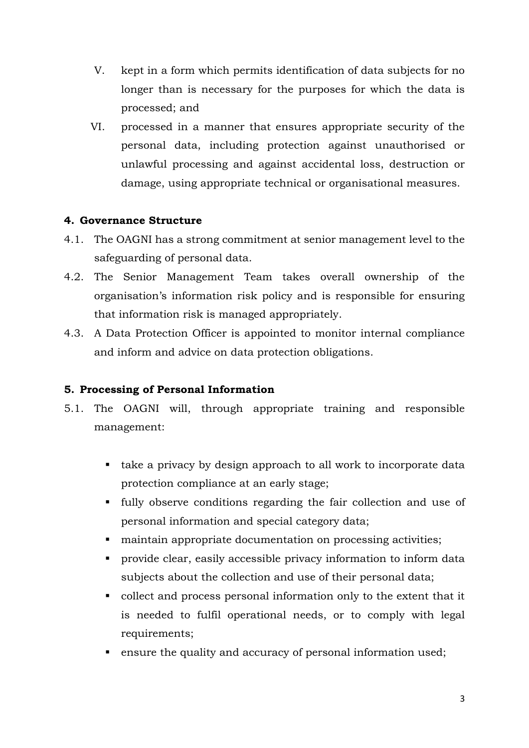V. kept in a form which permits identification of data subjects for no longer than is necessary for the purposes for which the data is processed; and

VI. processed in a manner that ensures appropriate security of the personal data, including protection against unauthorised or unlawful processing and against accidental loss, destruction or damage, using appropriate technical or organisational measures.

## 4. Governance Structure

4.1. The OAGNI has a strong commitment at senior management level to the safeguarding of personal data.

4.2. The Senior Management Team takes overall ownership of the organisation's information risk policy and is responsible for ensuring that information risk is managed appropriately.

4.3. A Data Protection Officer is appointed to monitor internal compliance and inform and advice on data protection obligations.

## 5. Processing of Personal Information

5.1. The OAGNI will, through appropriate training and responsible management:

- take a privacy by design approach to all work to incorporate data protection compliance at an early stage;
- fully observe conditions regarding the fair collection and use of personal information and special category data;
- maintain appropriate documentation on processing activities;
- provide clear, easily accessible privacy information to inform data subjects about the collection and use of their personal data;
- collect and process personal information only to the extent that it is needed to fulfil operational needs, or to comply with legal requirements;
- ensure the quality and accuracy of personal information used;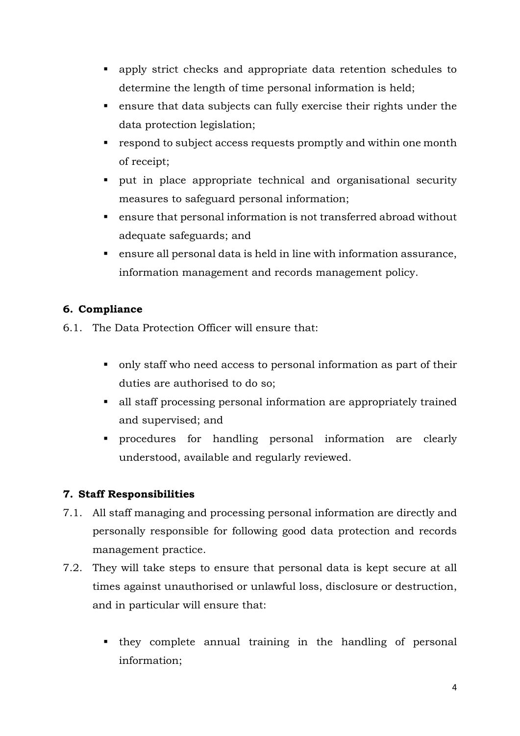- apply strict checks and appropriate data retention schedules to determine the length of time personal information is held;
- ensure that data subjects can fully exercise their rights under the data protection legislation;
- respond to subject access requests promptly and within one month of receipt;
- put in place appropriate technical and organisational security measures to safeguard personal information;
- ensure that personal information is not transferred abroad without adequate safeguards; and
- ensure all personal data is held in line with information assurance, information management and records management policy.

## 6. Compliance

6.1. The Data Protection Officer will ensure that:

- only staff who need access to personal information as part of their duties are authorised to do so;
- all staff processing personal information are appropriately trained and supervised; and
- procedures for handling personal information are clearly understood, available and regularly reviewed.

## 7. Staff Responsibilities

7.1. All staff managing and processing personal information are directly and personally responsible for following good data protection and records management practice.

7.2. They will take steps to ensure that personal data is kept secure at all times against unauthorised or unlawful loss, disclosure or destruction, and in particular will ensure that:

- they complete annual training in the handling of personal information;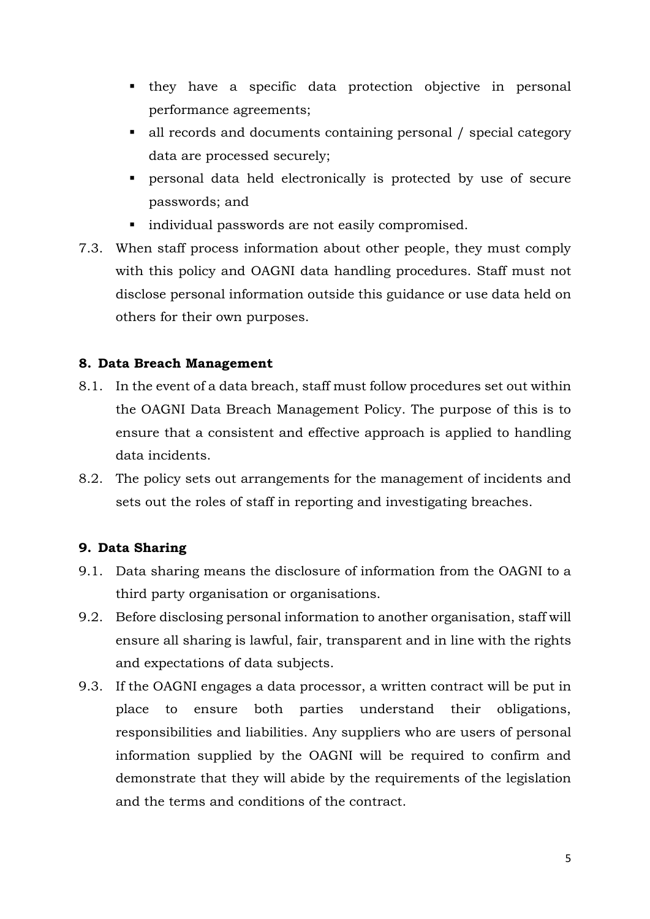- they have a specific data protection objective in personal performance agreements;
- all records and documents containing personal / special category data are processed securely;
- personal data held electronically is protected by use of secure passwords; and
- individual passwords are not easily compromised.

7.3. When staff process information about other people, they must comply with this policy and OAGNI data handling procedures. Staff must not disclose personal information outside this guidance or use data held on others for their own purposes.

## 8. Data Breach Management

8.1. In the event of a data breach, staff must follow procedures set out within the OAGNI Data Breach Management Policy. The purpose of this is to ensure that a consistent and effective approach is applied to handling data incidents.

8.2. The policy sets out arrangements for the management of incidents and sets out the roles of staff in reporting and investigating breaches.

## 9. Data Sharing

9.1. Data sharing means the disclosure of information from the OAGNI to a third party organisation or organisations.

9.2. Before disclosing personal information to another organisation, staff will ensure all sharing is lawful, fair, transparent and in line with the rights and expectations of data subjects.

9.3. If the OAGNI engages a data processor, a written contract will be put in place to ensure both parties understand their obligations, responsibilities and liabilities. Any suppliers who are users of personal information supplied by the OAGNI will be required to confirm and demonstrate that they will abide by the requirements of the legislation and the terms and conditions of the contract.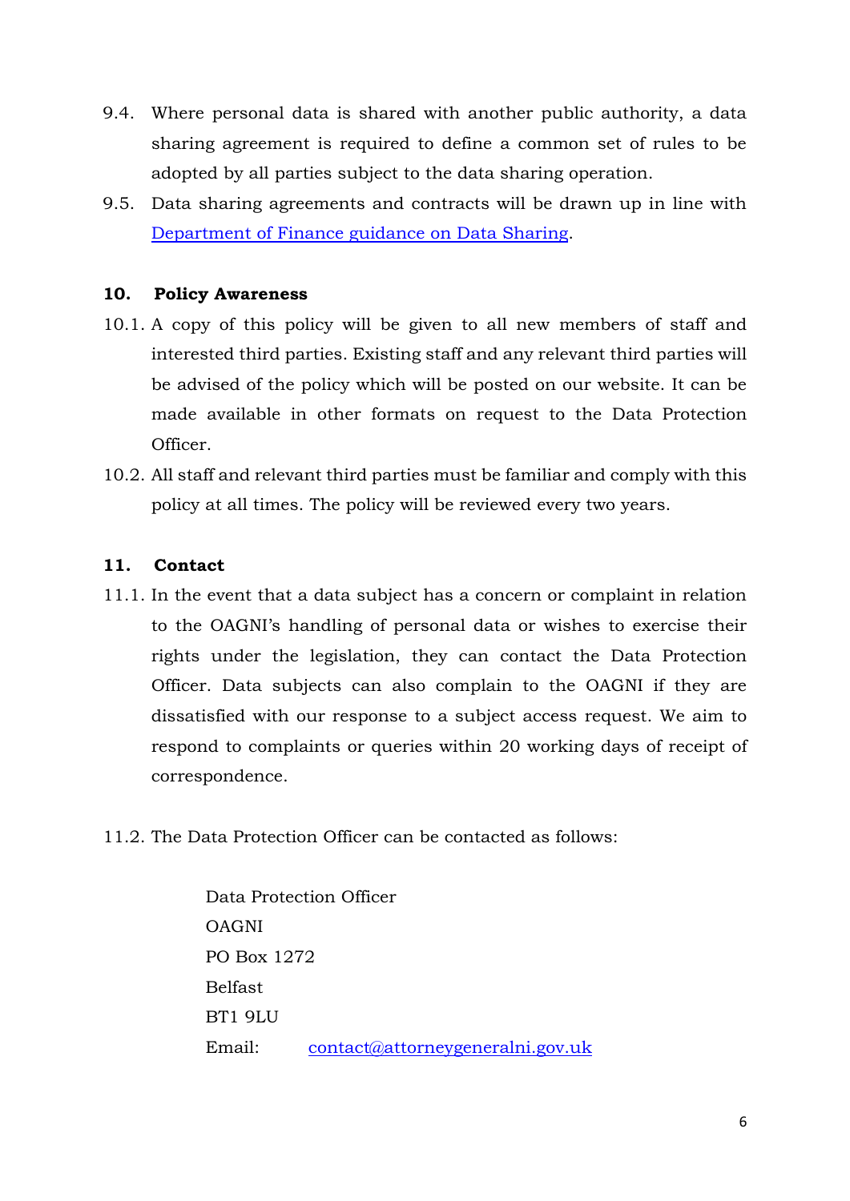9.4. Where personal data is shared with another public authority, a data sharing agreement is required to define a common set of rules to be adopted by all parties subject to the data sharing operation.

9.5. Data sharing agreements and contracts will be drawn up in line with [Department of Finance guidance on Data Sharing](#).

## 10. Policy Awareness

10.1. A copy of this policy will be given to all new members of staff and interested third parties. Existing staff and any relevant third parties will be advised of the policy which will be posted on our website. It can be made available in other formats on request to the Data Protection Officer.

10.2. All staff and relevant third parties must be familiar and comply with this policy at all times. The policy will be reviewed every two years.

## 11. Contact

11.1. In the event that a data subject has a concern or complaint in relation to the OAGNI's handling of personal data or wishes to exercise their rights under the legislation, they can contact the Data Protection Officer. Data subjects can also complain to the OAGNI if they are dissatisfied with our response to a subject access request. We aim to respond to complaints or queries within 20 working days of receipt of correspondence.

11.2. The Data Protection Officer can be contacted as follows:

Data Protection Officer
OAGNI
PO Box 1272
Belfast
BT1 9LU
Email: contact@attorneygeneralni.gov.uk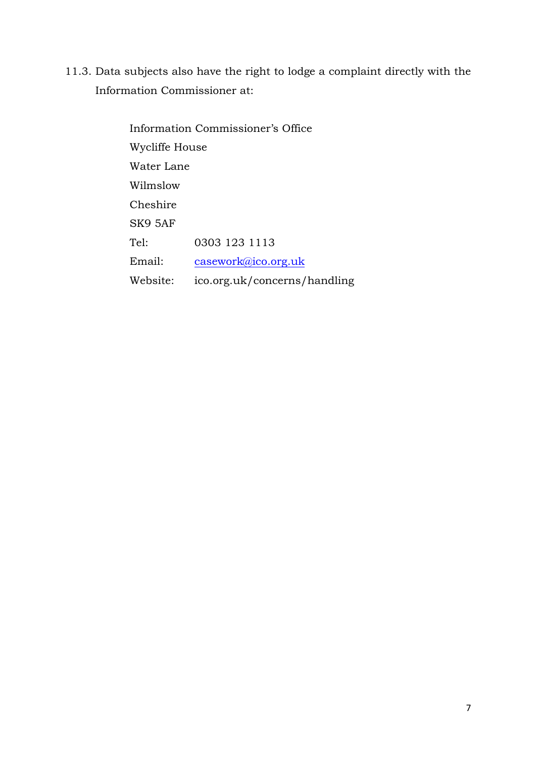11.3. Data subjects also have the right to lodge a complaint directly with the Information Commissioner at:

Information Commissioner's Office
Wycliffe House
Water Lane
Wilmslow
Cheshire
SK9 5AF

| | |
|---|---|
| Tel: | 0303 123 1113 |
| Email: | casework@ico.org.uk |
| Website: | ico.org.uk/concerns/handling |